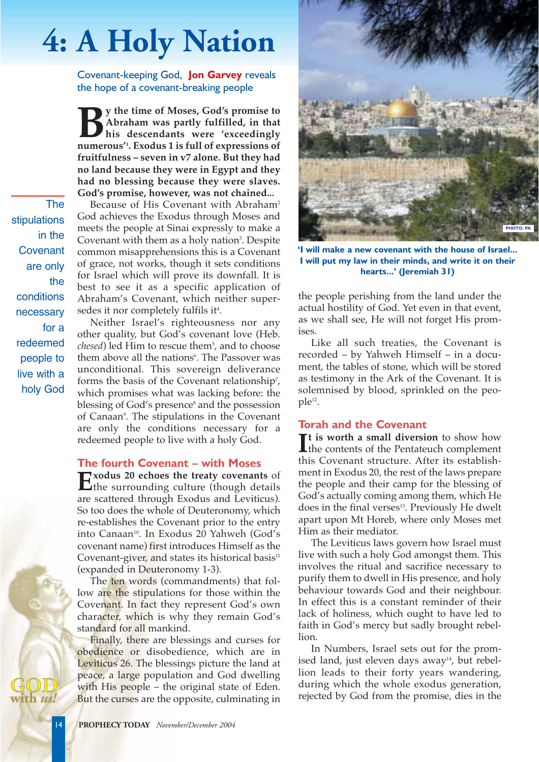# 4: A Holy Nation

Covenant-keeping God, **Jon Garvey** reveals the hope of a covenant-breaking people

**By the time of Moses, God's promise to Abraham was partly fulfilled, in that his descendants were 'exceedingly numerous'[1]. Exodus 1 is full of expressions of fruitfulness – seven in v7 alone. But they had no land because they were in Egypt and they had no blessing because they were slaves. God's promise, however, was not chained...**

Because of His Covenant with Abraham[2] God achieves the Exodus through Moses and meets the people at Sinai expressly to make a Covenant with them as a holy nation[3]. Despite common misapprehensions this is a Covenant of grace, not works, though it sets conditions for Israel which will prove its downfall. It is best to see it as a specific application of Abraham's Covenant, which neither supersedes it nor completely fulfils it[4].

Neither Israel's righteousness nor any other quality, but God's covenant love (Heb. *chesed*) led Him to rescue them[5], and to choose them above all the nations[6]. The Passover was unconditional. This sovereign deliverance forms the basis of the Covenant relationship[7], which promises what was lacking before: the blessing of God's presence[8] and the possession of Canaan[9]. The stipulations in the Covenant are only the conditions necessary for a redeemed people to live with a holy God.

> The stipulations in the Covenant are only the conditions necessary for a redeemed people to live with a holy God

## The fourth Covenant – with Moses

**Exodus 20 echoes the treaty covenants** of the surrounding culture (though details are scattered through Exodus and Leviticus). So too does the whole of Deuteronomy, which re-establishes the Covenant prior to the entry into Canaan[10]. In Exodus 20 Yahweh (God's covenant name) first introduces Himself as the Covenant-giver, and states its historical basis[11] (expanded in Deuteronomy 1-3).

The ten words (commandments) that follow are the stipulations for those within the Covenant. In fact they represent God's own character, which is why they remain God's standard for all mankind.

Finally, there are blessings and curses for obedience or disobedience, which are in Leviticus 26. The blessings picture the land at peace, a large population and God dwelling with His people – the original state of Eden. But the curses are the opposite, culminating in the people perishing from the land under the actual hostility of God. Yet even in that event, as we shall see, He will not forget His promises.

Like all such treaties, the Covenant is recorded – by Yahweh Himself – in a document, the tables of stone, which will be stored as testimony in the Ark of the Covenant. It is solemnised by blood, sprinkled on the people[12].

**'I will make a new covenant with the house of Israel... I will put my law in their minds, and write it on their hearts...' (Jeremiah 31)**

## Torah and the Covenant

**It is worth a small diversion** to show how the contents of the Pentateuch complement this Covenant structure. After its establishment in Exodus 20, the rest of the laws prepare the people and their camp for the blessing of God's actually coming among them, which He does in the final verses[13]. Previously He dwelt apart upon Mt Horeb, where only Moses met Him as their mediator.

The Leviticus laws govern how Israel must live with such a holy God amongst them. This involves the ritual and sacrifice necessary to purify them to dwell in His presence, and holy behaviour towards God and their neighbour. In effect this is a constant reminder of their lack of holiness, which ought to have led to faith in God's mercy but sadly brought rebellion.

In Numbers, Israel sets out for the promised land, just eleven days away[14], but rebellion leads to their forty years wandering, during which the whole exodus generation, rejected by God from the promise, dies in the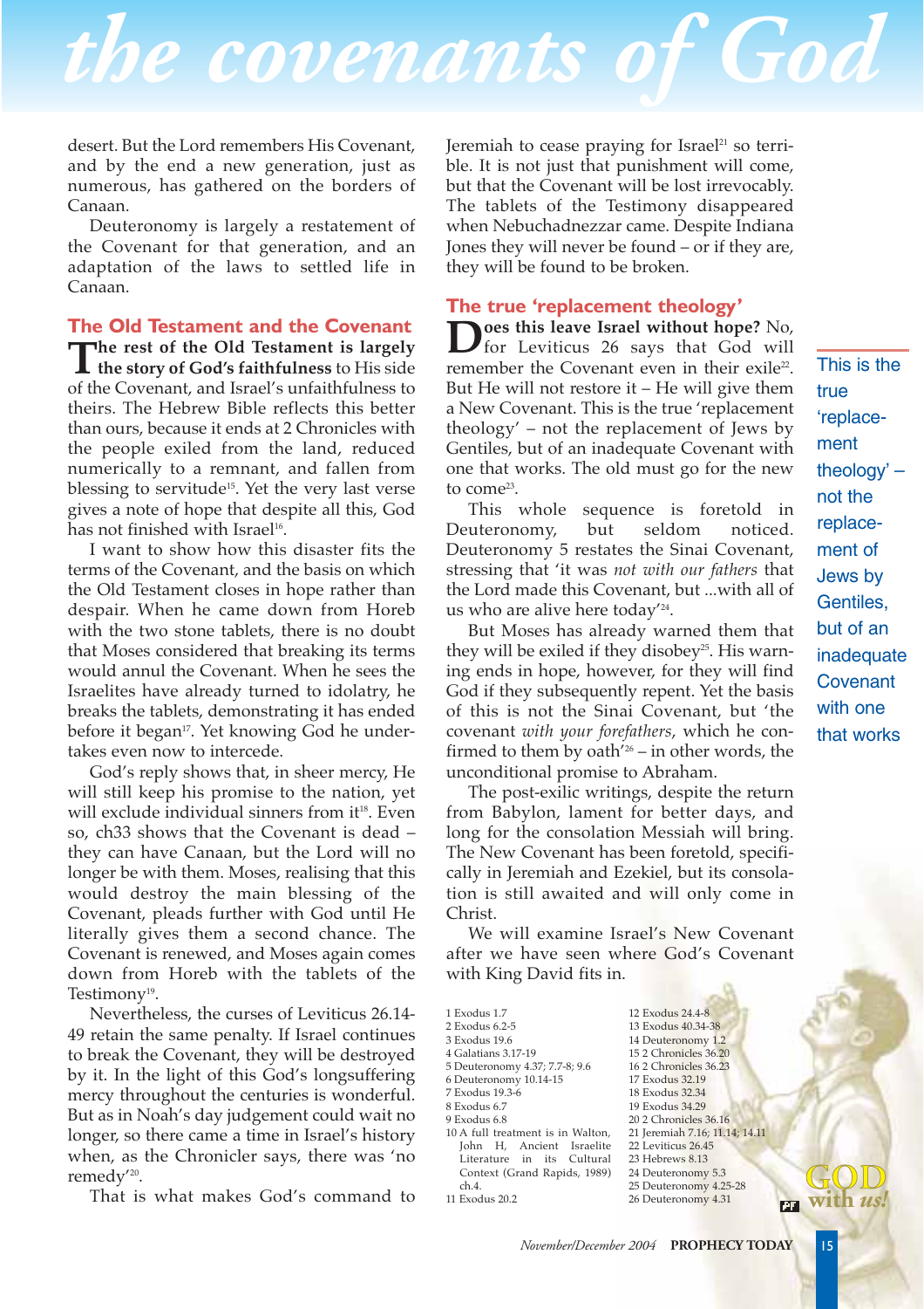desert. But the Lord remembers His Covenant, and by the end a new generation, just as numerous, has gathered on the borders of Canaan.

Deuteronomy is largely a restatement of the Covenant for that generation, and an adaptation of the laws to settled life in Canaan.

## The Old Testament and the Covenant

**The rest of the Old Testament is largely the story of God's faithfulness** to His side of the Covenant, and Israel's unfaithfulness to theirs. The Hebrew Bible reflects this better than ours, because it ends at 2 Chronicles with the people exiled from the land, reduced numerically to a remnant, and fallen from blessing to servitude[15]. Yet the very last verse gives a note of hope that despite all this, God has not finished with Israel[16].

I want to show how this disaster fits the terms of the Covenant, and the basis on which the Old Testament closes in hope rather than despair. When he came down from Horeb with the two stone tablets, there is no doubt that Moses considered that breaking its terms would annul the Covenant. When he sees the Israelites have already turned to idolatry, he breaks the tablets, demonstrating it has ended before it began[17]. Yet knowing God he undertakes even now to intercede.

God's reply shows that, in sheer mercy, He will still keep his promise to the nation, yet will exclude individual sinners from it[18]. Even so, ch33 shows that the Covenant is dead – they can have Canaan, but the Lord will no longer be with them. Moses, realising that this would destroy the main blessing of the Covenant, pleads further with God until He literally gives them a second chance. The Covenant is renewed, and Moses again comes down from Horeb with the tablets of the Testimony[19].

Nevertheless, the curses of Leviticus 26.14-49 retain the same penalty. If Israel continues to break the Covenant, they will be destroyed by it. In the light of this God's longsuffering mercy throughout the centuries is wonderful. But as in Noah's day judgement could wait no longer, so there came a time in Israel's history when, as the Chronicler says, there was 'no remedy'[20].

That is what makes God's command to Jeremiah to cease praying for Israel[21] so terrible. It is not just that punishment will come, but that the Covenant will be lost irrevocably. The tablets of the Testimony disappeared when Nebuchadnezzar came. Despite Indiana Jones they will never be found – or if they are, they will be found to be broken.

## The true 'replacement theology'

**Does this leave Israel without hope?** No, for Leviticus 26 says that God will remember the Covenant even in their exile[22]. But He will not restore it – He will give them a New Covenant. This is the true 'replacement theology' – not the replacement of Jews by Gentiles, but of an inadequate Covenant with one that works. The old must go for the new to come[23].

This is the true 'replacement theology' – not the replacement of Jews by Gentiles, but of an inadequate Covenant with one that works

This whole sequence is foretold in Deuteronomy, but seldom noticed. Deuteronomy 5 restates the Sinai Covenant, stressing that 'it was *not with our fathers* that the Lord made this Covenant, but ...with all of us who are alive here today'[24].

But Moses has already warned them that they will be exiled if they disobey[25]. His warning ends in hope, however, for they will find God if they subsequently repent. Yet the basis of this is not the Sinai Covenant, but 'the covenant *with your forefathers*, which he confirmed to them by oath'[26] – in other words, the unconditional promise to Abraham.

The post-exilic writings, despite the return from Babylon, lament for better days, and long for the consolation Messiah will bring. The New Covenant has been foretold, specifically in Jeremiah and Ezekiel, but its consolation is still awaited and will only come in Christ.

We will examine Israel's New Covenant after we have seen where God's Covenant with King David fits in.

1 Exodus 1.7
2 Exodus 6.2-5
3 Exodus 19.6
4 Galatians 3.17-19
5 Deuteronomy 4.37; 7.7-8; 9.6
6 Deuteronomy 10.14-15
7 Exodus 19.3-6
8 Exodus 6.7
9 Exodus 6.8
10 A full treatment is in Walton, John H, Ancient Israelite Literature in its Cultural Context (Grand Rapids, 1989) ch.4.
11 Exodus 20.2
12 Exodus 24.4-8
13 Exodus 40.34-38
14 Deuteronomy 1.2
15 2 Chronicles 36.20
16 2 Chronicles 36.23
17 Exodus 32.19
18 Exodus 32.34
19 Exodus 34.29
20 2 Chronicles 36.16
21 Jeremiah 7.16; 11.14; 14.11
22 Leviticus 26.45
23 Hebrews 8.13
24 Deuteronomy 5.3
25 Deuteronomy 4.25-28
26 Deuteronomy 4.31